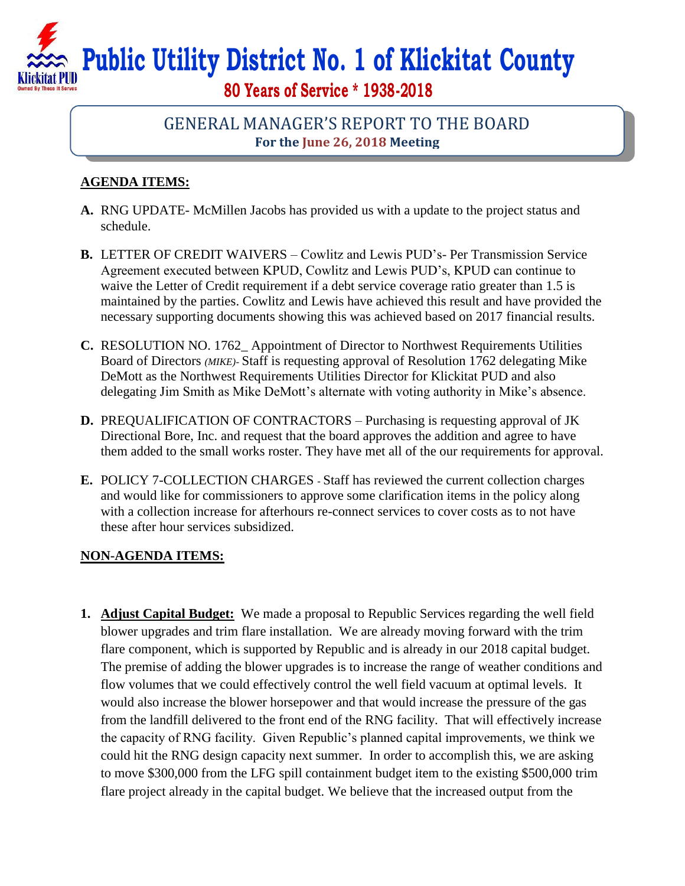# Public Utility District No. 1 of Klickitat County

**80 Years of Service * 1938-2018**

## GENERAL MANAGER'S REPORT TO THE BOARD

**For the June 26, 2018 Meeting**

**AGENDA ITEMS:**

**A.** RNG UPDATE- McMillen Jacobs has provided us with a update to the project status and schedule.

**B.** LETTER OF CREDIT WAIVERS – Cowlitz and Lewis PUD's- Per Transmission Service Agreement executed between KPUD, Cowlitz and Lewis PUD's, KPUD can continue to waive the Letter of Credit requirement if a debt service coverage ratio greater than 1.5 is maintained by the parties. Cowlitz and Lewis have achieved this result and have provided the necessary supporting documents showing this was achieved based on 2017 financial results.

**C.** RESOLUTION NO. 1762_ Appointment of Director to Northwest Requirements Utilities Board of Directors *(MIKE)-* Staff is requesting approval of Resolution 1762 delegating Mike DeMott as the Northwest Requirements Utilities Director for Klickitat PUD and also delegating Jim Smith as Mike DeMott's alternate with voting authority in Mike's absence.

**D.** PREQUALIFICATION OF CONTRACTORS – Purchasing is requesting approval of JK Directional Bore, Inc. and request that the board approves the addition and agree to have them added to the small works roster. They have met all of the our requirements for approval.

**E.** POLICY 7-COLLECTION CHARGES - Staff has reviewed the current collection charges and would like for commissioners to approve some clarification items in the policy along with a collection increase for afterhours re-connect services to cover costs as to not have these after hour services subsidized.

**NON-AGENDA ITEMS:**

1. **Adjust Capital Budget:** We made a proposal to Republic Services regarding the well field blower upgrades and trim flare installation. We are already moving forward with the trim flare component, which is supported by Republic and is already in our 2018 capital budget. The premise of adding the blower upgrades is to increase the range of weather conditions and flow volumes that we could effectively control the well field vacuum at optimal levels. It would also increase the blower horsepower and that would increase the pressure of the gas from the landfill delivered to the front end of the RNG facility. That will effectively increase the capacity of RNG facility. Given Republic's planned capital improvements, we think we could hit the RNG design capacity next summer. In order to accomplish this, we are asking to move $300,000 from the LFG spill containment budget item to the existing $500,000 trim flare project already in the capital budget. We believe that the increased output from the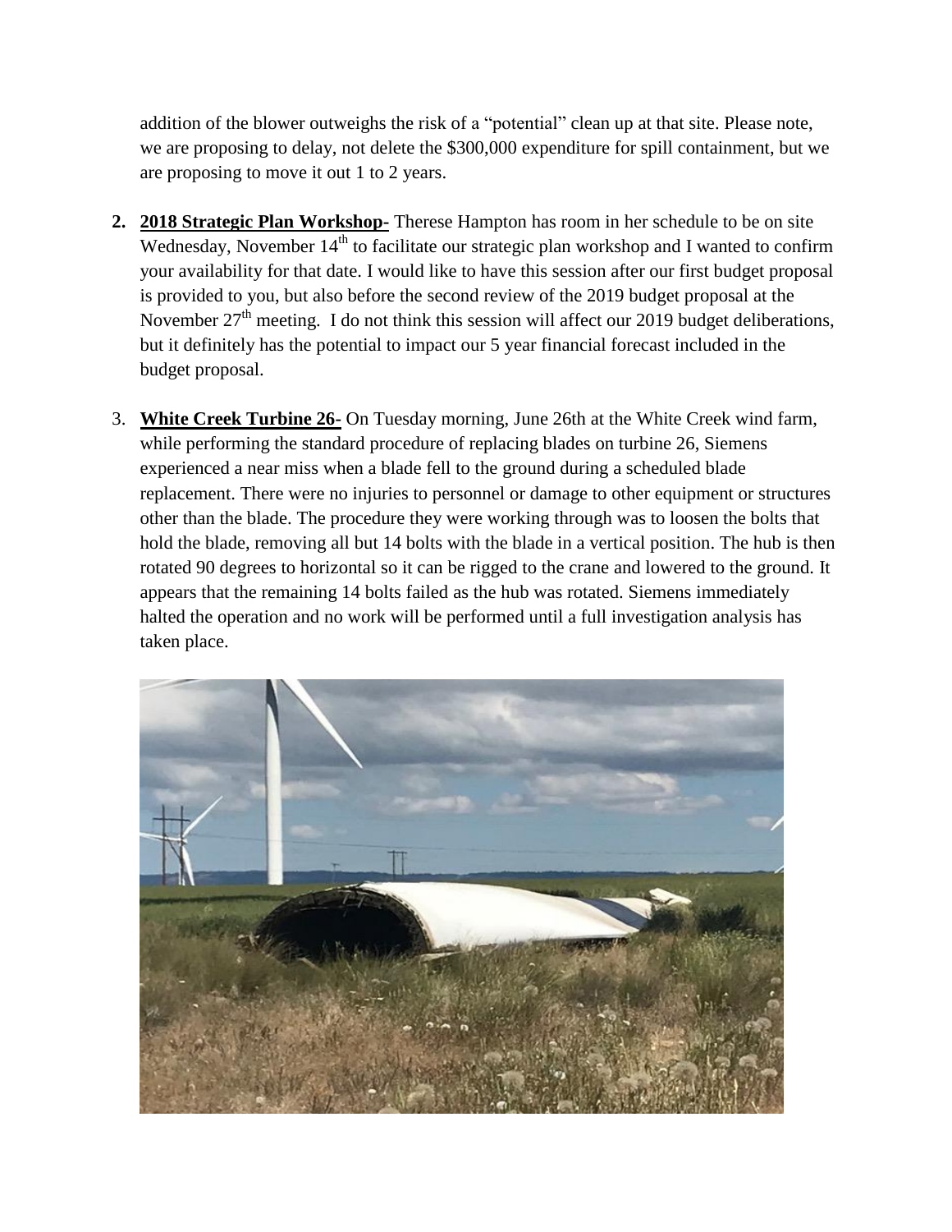addition of the blower outweighs the risk of a "potential" clean up at that site. Please note, we are proposing to delay, not delete the $300,000 expenditure for spill containment, but we are proposing to move it out 1 to 2 years.

2. **2018 Strategic Plan Workshop-** Therese Hampton has room in her schedule to be on site Wednesday, November 14th to facilitate our strategic plan workshop and I wanted to confirm your availability for that date. I would like to have this session after our first budget proposal is provided to you, but also before the second review of the 2019 budget proposal at the November 27th meeting. I do not think this session will affect our 2019 budget deliberations, but it definitely has the potential to impact our 5 year financial forecast included in the budget proposal.

3. **White Creek Turbine 26-** On Tuesday morning, June 26th at the White Creek wind farm, while performing the standard procedure of replacing blades on turbine 26, Siemens experienced a near miss when a blade fell to the ground during a scheduled blade replacement. There were no injuries to personnel or damage to other equipment or structures other than the blade. The procedure they were working through was to loosen the bolts that hold the blade, removing all but 14 bolts with the blade in a vertical position. The hub is then rotated 90 degrees to horizontal so it can be rigged to the crane and lowered to the ground. It appears that the remaining 14 bolts failed as the hub was rotated. Siemens immediately halted the operation and no work will be performed until a full investigation analysis has taken place.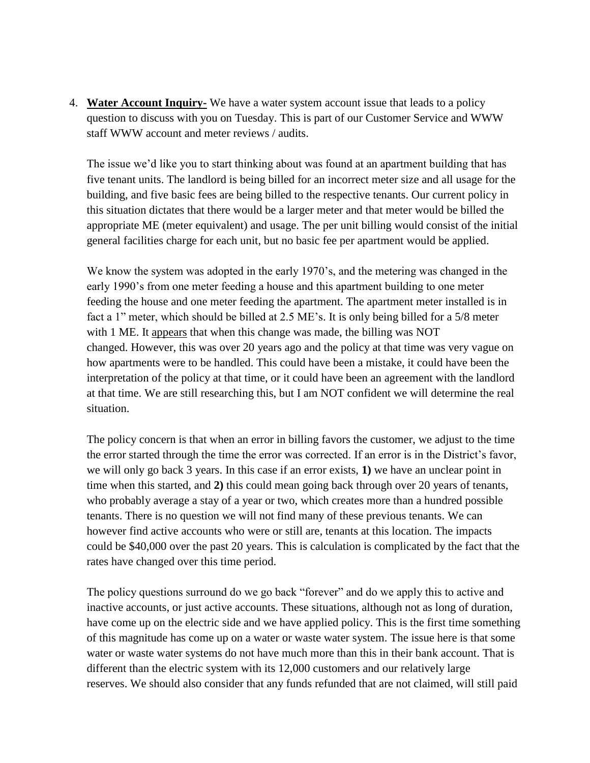4. **Water Account Inquiry-** We have a water system account issue that leads to a policy question to discuss with you on Tuesday. This is part of our Customer Service and WWW staff WWW account and meter reviews / audits.

   The issue we'd like you to start thinking about was found at an apartment building that has five tenant units. The landlord is being billed for an incorrect meter size and all usage for the building, and five basic fees are being billed to the respective tenants. Our current policy in this situation dictates that there would be a larger meter and that meter would be billed the appropriate ME (meter equivalent) and usage. The per unit billing would consist of the initial general facilities charge for each unit, but no basic fee per apartment would be applied.

   We know the system was adopted in the early 1970's, and the metering was changed in the early 1990's from one meter feeding a house and this apartment building to one meter feeding the house and one meter feeding the apartment. The apartment meter installed is in fact a 1" meter, which should be billed at 2.5 ME's. It is only being billed for a 5/8 meter with 1 ME. It <u>appears</u> that when this change was made, the billing was NOT changed. However, this was over 20 years ago and the policy at that time was very vague on how apartments were to be handled. This could have been a mistake, it could have been the interpretation of the policy at that time, or it could have been an agreement with the landlord at that time. We are still researching this, but I am NOT confident we will determine the real situation.

   The policy concern is that when an error in billing favors the customer, we adjust to the time the error started through the time the error was corrected. If an error is in the District's favor, we will only go back 3 years. In this case if an error exists, **1)** we have an unclear point in time when this started, and **2)** this could mean going back through over 20 years of tenants, who probably average a stay of a year or two, which creates more than a hundred possible tenants. There is no question we will not find many of these previous tenants. We can however find active accounts who were or still are, tenants at this location. The impacts could be $40,000 over the past 20 years. This is calculation is complicated by the fact that the rates have changed over this time period.

   The policy questions surround do we go back "forever" and do we apply this to active and inactive accounts, or just active accounts. These situations, although not as long of duration, have come up on the electric side and we have applied policy. This is the first time something of this magnitude has come up on a water or waste water system. The issue here is that some water or waste water systems do not have much more than this in their bank account. That is different than the electric system with its 12,000 customers and our relatively large reserves. We should also consider that any funds refunded that are not claimed, will still paid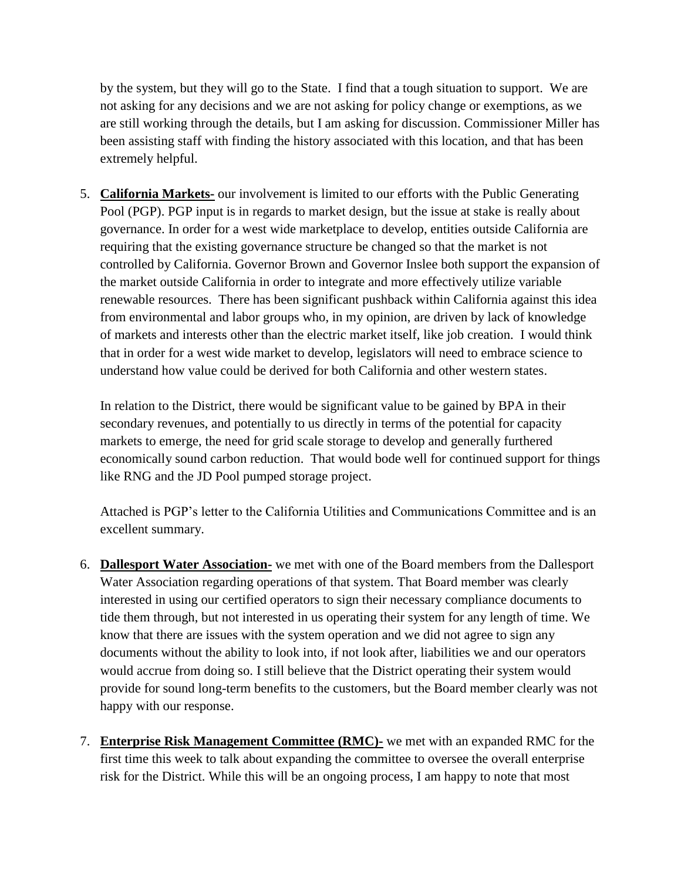by the system, but they will go to the State. I find that a tough situation to support. We are not asking for any decisions and we are not asking for policy change or exemptions, as we are still working through the details, but I am asking for discussion. Commissioner Miller has been assisting staff with finding the history associated with this location, and that has been extremely helpful.

5. **California Markets-** our involvement is limited to our efforts with the Public Generating Pool (PGP). PGP input is in regards to market design, but the issue at stake is really about governance. In order for a west wide marketplace to develop, entities outside California are requiring that the existing governance structure be changed so that the market is not controlled by California. Governor Brown and Governor Inslee both support the expansion of the market outside California in order to integrate and more effectively utilize variable renewable resources. There has been significant pushback within California against this idea from environmental and labor groups who, in my opinion, are driven by lack of knowledge of markets and interests other than the electric market itself, like job creation. I would think that in order for a west wide market to develop, legislators will need to embrace science to understand how value could be derived for both California and other western states.

   In relation to the District, there would be significant value to be gained by BPA in their secondary revenues, and potentially to us directly in terms of the potential for capacity markets to emerge, the need for grid scale storage to develop and generally furthered economically sound carbon reduction. That would bode well for continued support for things like RNG and the JD Pool pumped storage project.

   Attached is PGP's letter to the California Utilities and Communications Committee and is an excellent summary.

6. **Dallesport Water Association-** we met with one of the Board members from the Dallesport Water Association regarding operations of that system. That Board member was clearly interested in using our certified operators to sign their necessary compliance documents to tide them through, but not interested in us operating their system for any length of time. We know that there are issues with the system operation and we did not agree to sign any documents without the ability to look into, if not look after, liabilities we and our operators would accrue from doing so. I still believe that the District operating their system would provide for sound long-term benefits to the customers, but the Board member clearly was not happy with our response.

7. **Enterprise Risk Management Committee (RMC)-** we met with an expanded RMC for the first time this week to talk about expanding the committee to oversee the overall enterprise risk for the District. While this will be an ongoing process, I am happy to note that most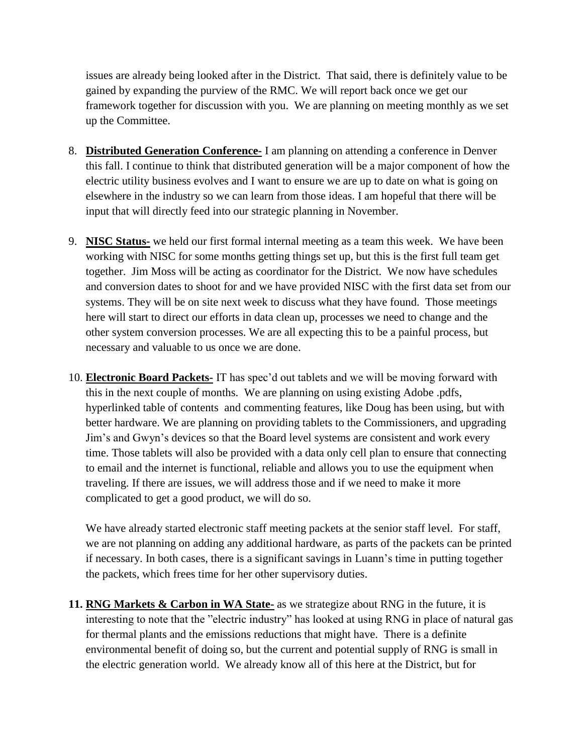issues are already being looked after in the District. That said, there is definitely value to be gained by expanding the purview of the RMC. We will report back once we get our framework together for discussion with you. We are planning on meeting monthly as we set up the Committee.

8. **Distributed Generation Conference-** I am planning on attending a conference in Denver this fall. I continue to think that distributed generation will be a major component of how the electric utility business evolves and I want to ensure we are up to date on what is going on elsewhere in the industry so we can learn from those ideas. I am hopeful that there will be input that will directly feed into our strategic planning in November.

9. **NISC Status-** we held our first formal internal meeting as a team this week. We have been working with NISC for some months getting things set up, but this is the first full team get together. Jim Moss will be acting as coordinator for the District. We now have schedules and conversion dates to shoot for and we have provided NISC with the first data set from our systems. They will be on site next week to discuss what they have found. Those meetings here will start to direct our efforts in data clean up, processes we need to change and the other system conversion processes. We are all expecting this to be a painful process, but necessary and valuable to us once we are done.

10. **Electronic Board Packets-** IT has spec'd out tablets and we will be moving forward with this in the next couple of months. We are planning on using existing Adobe .pdfs, hyperlinked table of contents and commenting features, like Doug has been using, but with better hardware. We are planning on providing tablets to the Commissioners, and upgrading Jim's and Gwyn's devices so that the Board level systems are consistent and work every time. Those tablets will also be provided with a data only cell plan to ensure that connecting to email and the internet is functional, reliable and allows you to use the equipment when traveling. If there are issues, we will address those and if we need to make it more complicated to get a good product, we will do so.

    We have already started electronic staff meeting packets at the senior staff level. For staff, we are not planning on adding any additional hardware, as parts of the packets can be printed if necessary. In both cases, there is a significant savings in Luann's time in putting together the packets, which frees time for her other supervisory duties.

11. **RNG Markets & Carbon in WA State-** as we strategize about RNG in the future, it is interesting to note that the "electric industry" has looked at using RNG in place of natural gas for thermal plants and the emissions reductions that might have. There is a definite environmental benefit of doing so, but the current and potential supply of RNG is small in the electric generation world. We already know all of this here at the District, but for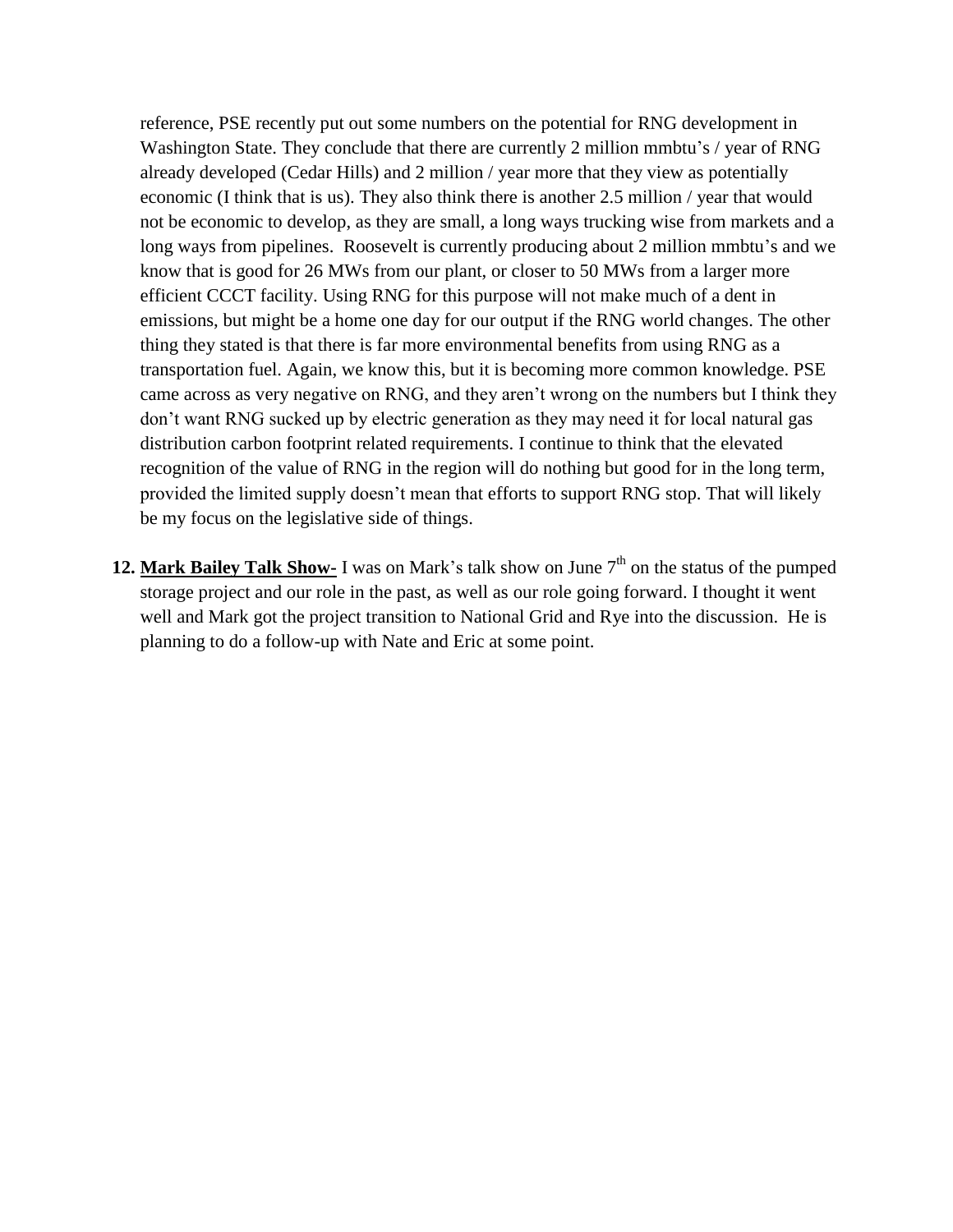reference, PSE recently put out some numbers on the potential for RNG development in Washington State. They conclude that there are currently 2 million mmbtu's / year of RNG already developed (Cedar Hills) and 2 million / year more that they view as potentially economic (I think that is us). They also think there is another 2.5 million / year that would not be economic to develop, as they are small, a long ways trucking wise from markets and a long ways from pipelines. Roosevelt is currently producing about 2 million mmbtu's and we know that is good for 26 MWs from our plant, or closer to 50 MWs from a larger more efficient CCCT facility. Using RNG for this purpose will not make much of a dent in emissions, but might be a home one day for our output if the RNG world changes. The other thing they stated is that there is far more environmental benefits from using RNG as a transportation fuel. Again, we know this, but it is becoming more common knowledge. PSE came across as very negative on RNG, and they aren't wrong on the numbers but I think they don't want RNG sucked up by electric generation as they may need it for local natural gas distribution carbon footprint related requirements. I continue to think that the elevated recognition of the value of RNG in the region will do nothing but good for in the long term, provided the limited supply doesn't mean that efforts to support RNG stop. That will likely be my focus on the legislative side of things.

12. **<u>Mark Bailey Talk Show-</u>** I was on Mark's talk show on June 7th on the status of the pumped storage project and our role in the past, as well as our role going forward. I thought it went well and Mark got the project transition to National Grid and Rye into the discussion. He is planning to do a follow-up with Nate and Eric at some point.